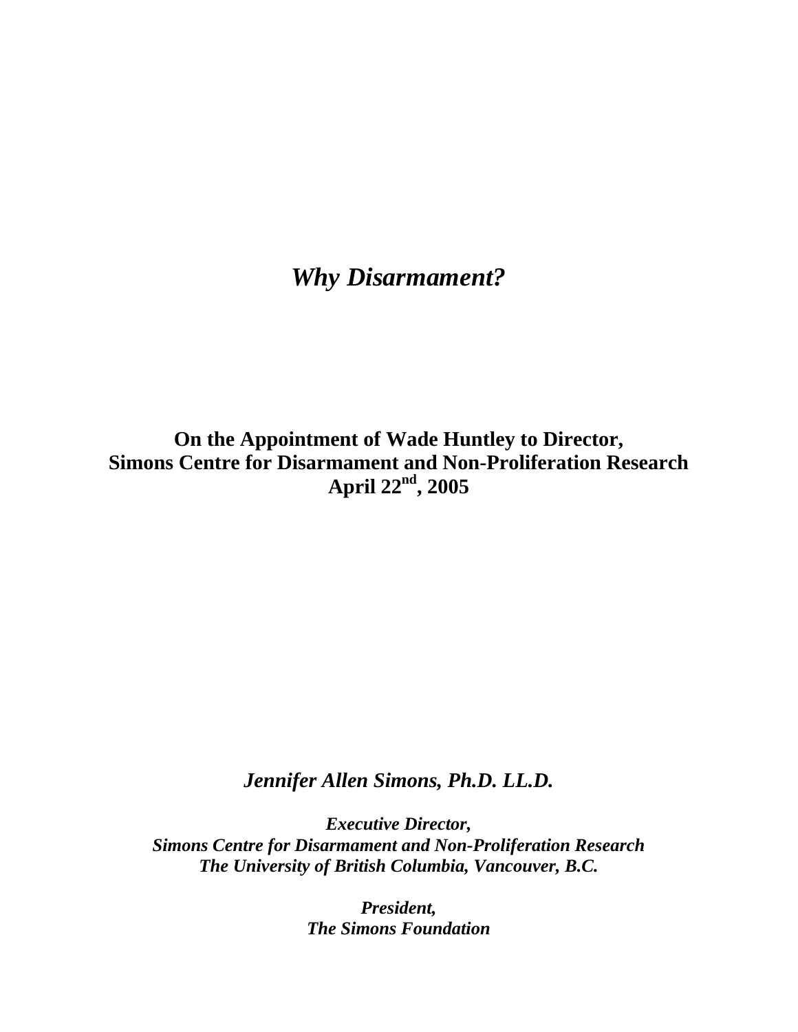# *Why Disarmament?*

**On the Appointment of Wade Huntley to Director,**
**Simons Centre for Disarmament and Non-Proliferation Research**
**April 22nd, 2005**

***Jennifer Allen Simons, Ph.D. LL.D.***

***Executive Director,***
***Simons Centre for Disarmament and Non-Proliferation Research***
***The University of British Columbia, Vancouver, B.C.***

***President,***
***The Simons Foundation***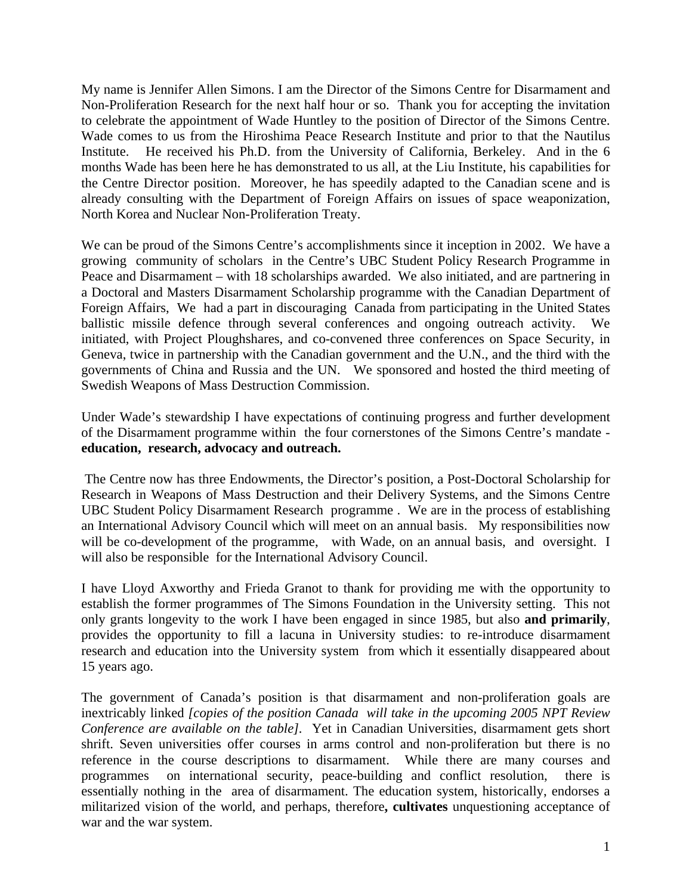My name is Jennifer Allen Simons. I am the Director of the Simons Centre for Disarmament and Non-Proliferation Research for the next half hour or so. Thank you for accepting the invitation to celebrate the appointment of Wade Huntley to the position of Director of the Simons Centre. Wade comes to us from the Hiroshima Peace Research Institute and prior to that the Nautilus Institute. He received his Ph.D. from the University of California, Berkeley. And in the 6 months Wade has been here he has demonstrated to us all, at the Liu Institute, his capabilities for the Centre Director position. Moreover, he has speedily adapted to the Canadian scene and is already consulting with the Department of Foreign Affairs on issues of space weaponization, North Korea and Nuclear Non-Proliferation Treaty.

We can be proud of the Simons Centre's accomplishments since it inception in 2002. We have a growing community of scholars in the Centre's UBC Student Policy Research Programme in Peace and Disarmament – with 18 scholarships awarded. We also initiated, and are partnering in a Doctoral and Masters Disarmament Scholarship programme with the Canadian Department of Foreign Affairs, We had a part in discouraging Canada from participating in the United States ballistic missile defence through several conferences and ongoing outreach activity. We initiated, with Project Ploughshares, and co-convened three conferences on Space Security, in Geneva, twice in partnership with the Canadian government and the U.N., and the third with the governments of China and Russia and the UN. We sponsored and hosted the third meeting of Swedish Weapons of Mass Destruction Commission.

Under Wade's stewardship I have expectations of continuing progress and further development of the Disarmament programme within the four cornerstones of the Simons Centre's mandate - **education, research, advocacy and outreach.**

The Centre now has three Endowments, the Director's position, a Post-Doctoral Scholarship for Research in Weapons of Mass Destruction and their Delivery Systems, and the Simons Centre UBC Student Policy Disarmament Research programme . We are in the process of establishing an International Advisory Council which will meet on an annual basis. My responsibilities now will be co-development of the programme, with Wade, on an annual basis, and oversight. I will also be responsible for the International Advisory Council.

I have Lloyd Axworthy and Frieda Granot to thank for providing me with the opportunity to establish the former programmes of The Simons Foundation in the University setting. This not only grants longevity to the work I have been engaged in since 1985, but also **and primarily**, provides the opportunity to fill a lacuna in University studies: to re-introduce disarmament research and education into the University system from which it essentially disappeared about 15 years ago.

The government of Canada's position is that disarmament and non-proliferation goals are inextricably linked *[copies of the position Canada will take in the upcoming 2005 NPT Review Conference are available on the table]*. Yet in Canadian Universities, disarmament gets short shrift. Seven universities offer courses in arms control and non-proliferation but there is no reference in the course descriptions to disarmament. While there are many courses and programmes on international security, peace-building and conflict resolution, there is essentially nothing in the area of disarmament. The education system, historically, endorses a militarized vision of the world, and perhaps, therefore**, cultivates** unquestioning acceptance of war and the war system.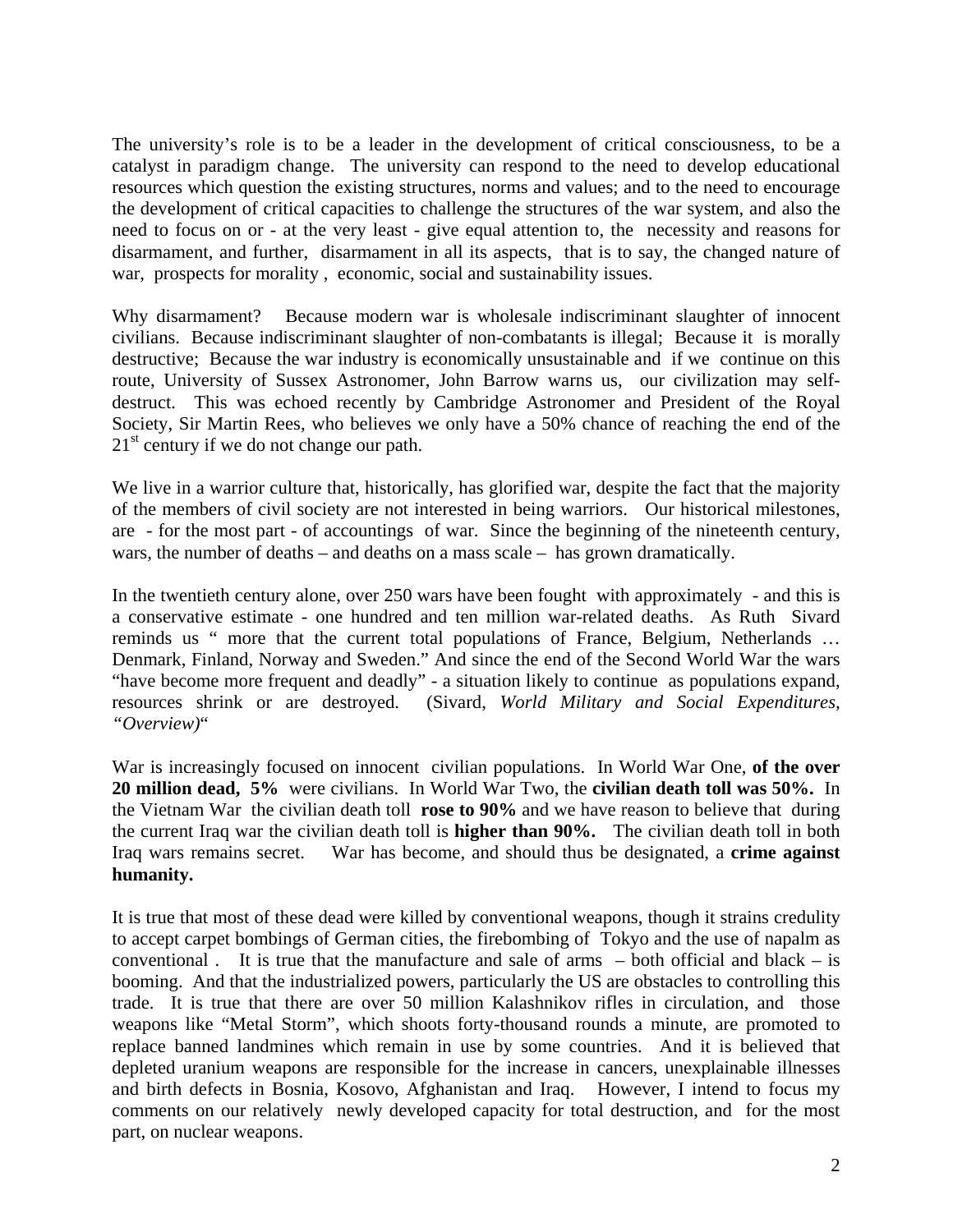The university's role is to be a leader in the development of critical consciousness, to be a catalyst in paradigm change. The university can respond to the need to develop educational resources which question the existing structures, norms and values; and to the need to encourage the development of critical capacities to challenge the structures of the war system, and also the need to focus on or - at the very least - give equal attention to, the necessity and reasons for disarmament, and further, disarmament in all its aspects, that is to say, the changed nature of war, prospects for morality , economic, social and sustainability issues.

Why disarmament? Because modern war is wholesale indiscriminant slaughter of innocent civilians. Because indiscriminant slaughter of non-combatants is illegal; Because it is morally destructive; Because the war industry is economically unsustainable and if we continue on this route, University of Sussex Astronomer, John Barrow warns us, our civilization may self-destruct. This was echoed recently by Cambridge Astronomer and President of the Royal Society, Sir Martin Rees, who believes we only have a 50% chance of reaching the end of the 21st century if we do not change our path.

We live in a warrior culture that, historically, has glorified war, despite the fact that the majority of the members of civil society are not interested in being warriors. Our historical milestones, are - for the most part - of accountings of war. Since the beginning of the nineteenth century, wars, the number of deaths – and deaths on a mass scale – has grown dramatically.

In the twentieth century alone, over 250 wars have been fought with approximately - and this is a conservative estimate - one hundred and ten million war-related deaths. As Ruth Sivard reminds us " more that the current total populations of France, Belgium, Netherlands … Denmark, Finland, Norway and Sweden." And since the end of the Second World War the wars "have become more frequent and deadly" - a situation likely to continue as populations expand, resources shrink or are destroyed. (Sivard, *World Military and Social Expenditures, "Overview)*"

War is increasingly focused on innocent civilian populations. In World War One, **of the over 20 million dead, 5%** were civilians. In World War Two, the **civilian death toll was 50%.** In the Vietnam War the civilian death toll **rose to 90%** and we have reason to believe that during the current Iraq war the civilian death toll is **higher than 90%.** The civilian death toll in both Iraq wars remains secret. War has become, and should thus be designated, a **crime against humanity.**

It is true that most of these dead were killed by conventional weapons, though it strains credulity to accept carpet bombings of German cities, the firebombing of Tokyo and the use of napalm as conventional . It is true that the manufacture and sale of arms – both official and black – is booming. And that the industrialized powers, particularly the US are obstacles to controlling this trade. It is true that there are over 50 million Kalashnikov rifles in circulation, and those weapons like "Metal Storm", which shoots forty-thousand rounds a minute, are promoted to replace banned landmines which remain in use by some countries. And it is believed that depleted uranium weapons are responsible for the increase in cancers, unexplainable illnesses and birth defects in Bosnia, Kosovo, Afghanistan and Iraq. However, I intend to focus my comments on our relatively newly developed capacity for total destruction, and for the most part, on nuclear weapons.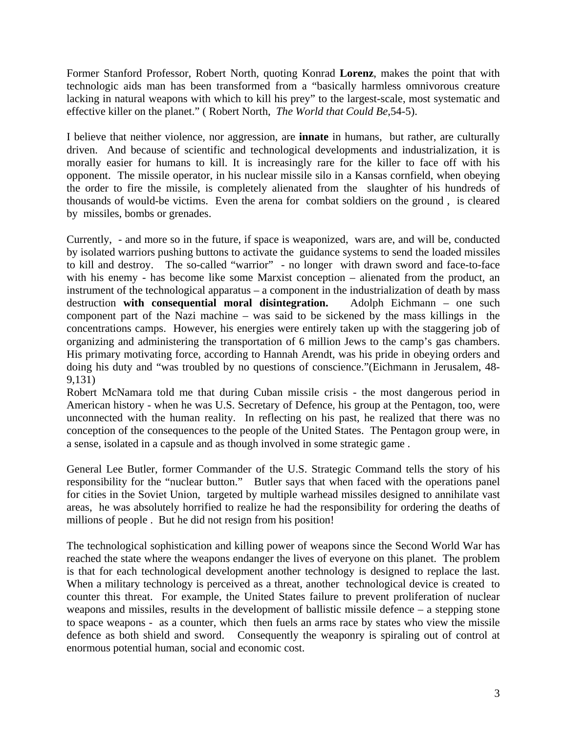Former Stanford Professor, Robert North, quoting Konrad **Lorenz**, makes the point that with technologic aids man has been transformed from a "basically harmless omnivorous creature lacking in natural weapons with which to kill his prey" to the largest-scale, most systematic and effective killer on the planet." ( Robert North, *The World that Could Be*,54-5).

I believe that neither violence, nor aggression, are **innate** in humans, but rather, are culturally driven. And because of scientific and technological developments and industrialization, it is morally easier for humans to kill. It is increasingly rare for the killer to face off with his opponent. The missile operator, in his nuclear missile silo in a Kansas cornfield, when obeying the order to fire the missile, is completely alienated from the slaughter of his hundreds of thousands of would-be victims. Even the arena for combat soldiers on the ground , is cleared by missiles, bombs or grenades.

Currently, - and more so in the future, if space is weaponized, wars are, and will be, conducted by isolated warriors pushing buttons to activate the guidance systems to send the loaded missiles to kill and destroy. The so-called "warrior" - no longer with drawn sword and face-to-face with his enemy - has become like some Marxist conception – alienated from the product, an instrument of the technological apparatus – a component in the industrialization of death by mass destruction **with consequential moral disintegration.** Adolph Eichmann – one such component part of the Nazi machine – was said to be sickened by the mass killings in the concentrations camps. However, his energies were entirely taken up with the staggering job of organizing and administering the transportation of 6 million Jews to the camp's gas chambers. His primary motivating force, according to Hannah Arendt, was his pride in obeying orders and doing his duty and "was troubled by no questions of conscience."(Eichmann in Jerusalem, 48-9,131)

Robert McNamara told me that during Cuban missile crisis - the most dangerous period in American history - when he was U.S. Secretary of Defence, his group at the Pentagon, too, were unconnected with the human reality. In reflecting on his past, he realized that there was no conception of the consequences to the people of the United States. The Pentagon group were, in a sense, isolated in a capsule and as though involved in some strategic game .

General Lee Butler, former Commander of the U.S. Strategic Command tells the story of his responsibility for the "nuclear button." Butler says that when faced with the operations panel for cities in the Soviet Union, targeted by multiple warhead missiles designed to annihilate vast areas, he was absolutely horrified to realize he had the responsibility for ordering the deaths of millions of people . But he did not resign from his position!

The technological sophistication and killing power of weapons since the Second World War has reached the state where the weapons endanger the lives of everyone on this planet. The problem is that for each technological development another technology is designed to replace the last. When a military technology is perceived as a threat, another technological device is created to counter this threat. For example, the United States failure to prevent proliferation of nuclear weapons and missiles, results in the development of ballistic missile defence – a stepping stone to space weapons - as a counter, which then fuels an arms race by states who view the missile defence as both shield and sword. Consequently the weaponry is spiraling out of control at enormous potential human, social and economic cost.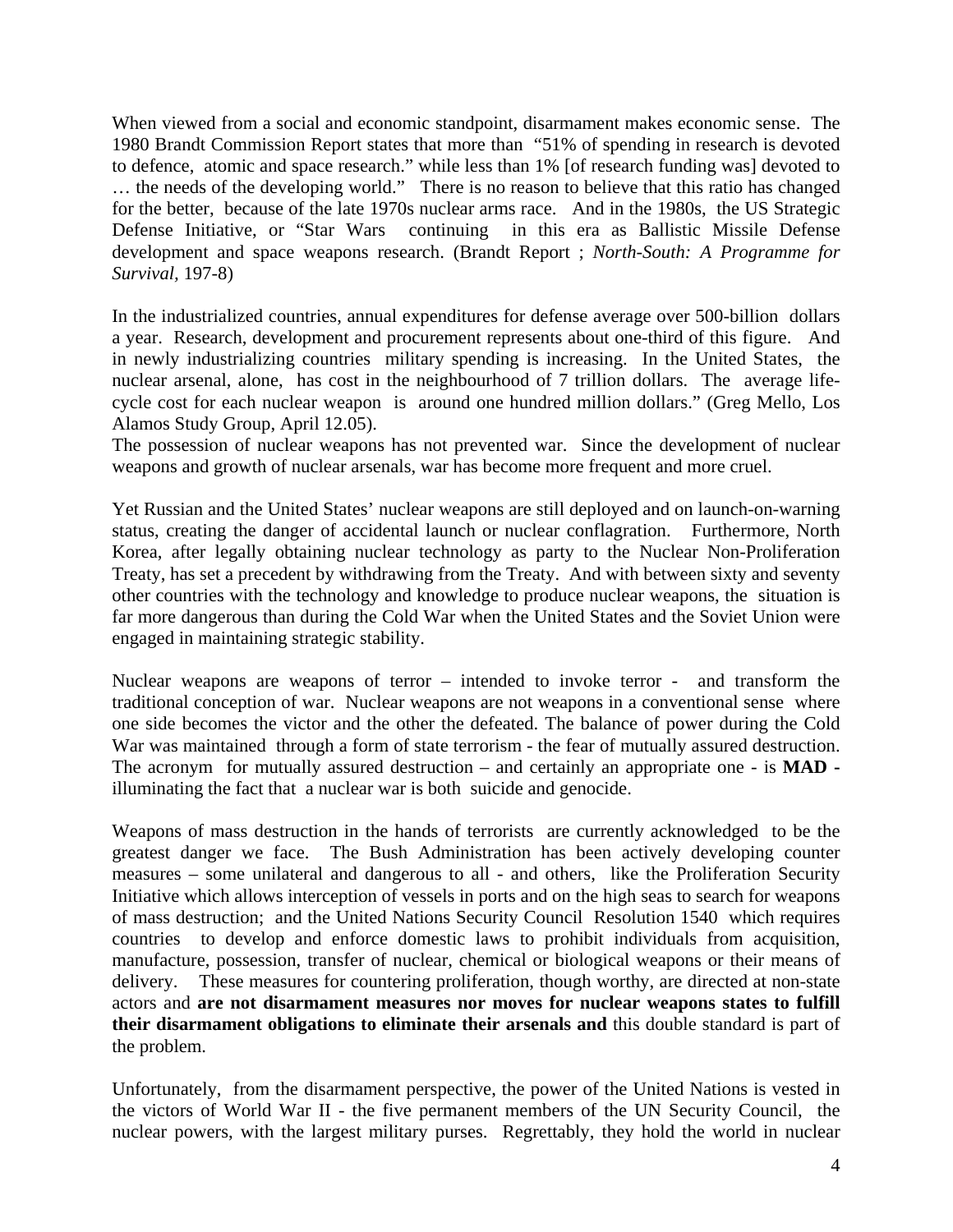When viewed from a social and economic standpoint, disarmament makes economic sense. The 1980 Brandt Commission Report states that more than "51% of spending in research is devoted to defence, atomic and space research." while less than 1% [of research funding was] devoted to … the needs of the developing world." There is no reason to believe that this ratio has changed for the better, because of the late 1970s nuclear arms race. And in the 1980s, the US Strategic Defense Initiative, or "Star Wars continuing in this era as Ballistic Missile Defense development and space weapons research. (Brandt Report ; *North-South: A Programme for Survival*, 197-8)

In the industrialized countries, annual expenditures for defense average over 500-billion dollars a year. Research, development and procurement represents about one-third of this figure. And in newly industrializing countries military spending is increasing. In the United States, the nuclear arsenal, alone, has cost in the neighbourhood of 7 trillion dollars. The average life-cycle cost for each nuclear weapon is around one hundred million dollars." (Greg Mello, Los Alamos Study Group, April 12.05).

The possession of nuclear weapons has not prevented war. Since the development of nuclear weapons and growth of nuclear arsenals, war has become more frequent and more cruel.

Yet Russian and the United States' nuclear weapons are still deployed and on launch-on-warning status, creating the danger of accidental launch or nuclear conflagration. Furthermore, North Korea, after legally obtaining nuclear technology as party to the Nuclear Non-Proliferation Treaty, has set a precedent by withdrawing from the Treaty. And with between sixty and seventy other countries with the technology and knowledge to produce nuclear weapons, the situation is far more dangerous than during the Cold War when the United States and the Soviet Union were engaged in maintaining strategic stability.

Nuclear weapons are weapons of terror – intended to invoke terror - and transform the traditional conception of war. Nuclear weapons are not weapons in a conventional sense where one side becomes the victor and the other the defeated. The balance of power during the Cold War was maintained through a form of state terrorism - the fear of mutually assured destruction. The acronym for mutually assured destruction – and certainly an appropriate one - is **MAD -** illuminating the fact that a nuclear war is both suicide and genocide.

Weapons of mass destruction in the hands of terrorists are currently acknowledged to be the greatest danger we face. The Bush Administration has been actively developing counter measures – some unilateral and dangerous to all - and others, like the Proliferation Security Initiative which allows interception of vessels in ports and on the high seas to search for weapons of mass destruction; and the United Nations Security Council Resolution 1540 which requires countries to develop and enforce domestic laws to prohibit individuals from acquisition, manufacture, possession, transfer of nuclear, chemical or biological weapons or their means of delivery. These measures for countering proliferation, though worthy, are directed at non-state actors and **are not disarmament measures nor moves for nuclear weapons states to fulfill their disarmament obligations to eliminate their arsenals and** this double standard is part of the problem.

Unfortunately, from the disarmament perspective, the power of the United Nations is vested in the victors of World War II - the five permanent members of the UN Security Council, the nuclear powers, with the largest military purses. Regrettably, they hold the world in nuclear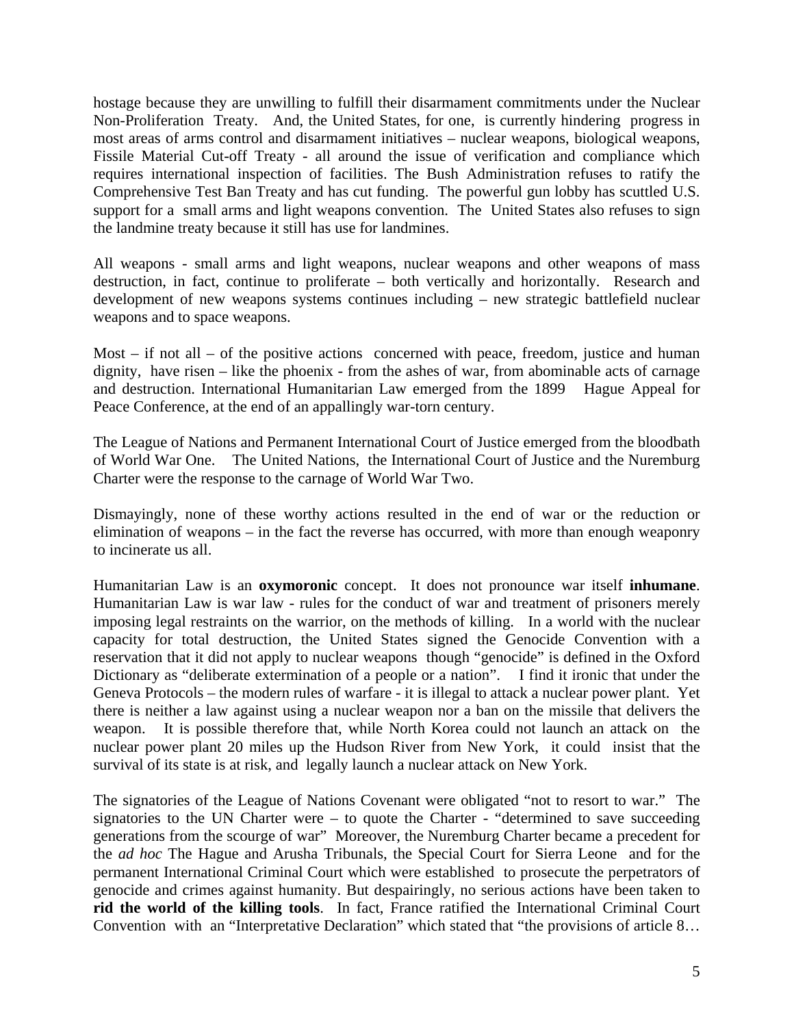hostage because they are unwilling to fulfill their disarmament commitments under the Nuclear Non-Proliferation Treaty. And, the United States, for one, is currently hindering progress in most areas of arms control and disarmament initiatives – nuclear weapons, biological weapons, Fissile Material Cut-off Treaty - all around the issue of verification and compliance which requires international inspection of facilities. The Bush Administration refuses to ratify the Comprehensive Test Ban Treaty and has cut funding. The powerful gun lobby has scuttled U.S. support for a small arms and light weapons convention. The United States also refuses to sign the landmine treaty because it still has use for landmines.

All weapons - small arms and light weapons, nuclear weapons and other weapons of mass destruction, in fact, continue to proliferate – both vertically and horizontally. Research and development of new weapons systems continues including – new strategic battlefield nuclear weapons and to space weapons.

Most – if not all – of the positive actions concerned with peace, freedom, justice and human dignity, have risen – like the phoenix - from the ashes of war, from abominable acts of carnage and destruction. International Humanitarian Law emerged from the 1899 Hague Appeal for Peace Conference, at the end of an appallingly war-torn century.

The League of Nations and Permanent International Court of Justice emerged from the bloodbath of World War One. The United Nations, the International Court of Justice and the Nuremburg Charter were the response to the carnage of World War Two.

Dismayingly, none of these worthy actions resulted in the end of war or the reduction or elimination of weapons – in the fact the reverse has occurred, with more than enough weaponry to incinerate us all.

Humanitarian Law is an **oxymoronic** concept. It does not pronounce war itself **inhumane**. Humanitarian Law is war law - rules for the conduct of war and treatment of prisoners merely imposing legal restraints on the warrior, on the methods of killing. In a world with the nuclear capacity for total destruction, the United States signed the Genocide Convention with a reservation that it did not apply to nuclear weapons though "genocide" is defined in the Oxford Dictionary as "deliberate extermination of a people or a nation". I find it ironic that under the Geneva Protocols – the modern rules of warfare - it is illegal to attack a nuclear power plant. Yet there is neither a law against using a nuclear weapon nor a ban on the missile that delivers the weapon. It is possible therefore that, while North Korea could not launch an attack on the nuclear power plant 20 miles up the Hudson River from New York, it could insist that the survival of its state is at risk, and legally launch a nuclear attack on New York.

The signatories of the League of Nations Covenant were obligated "not to resort to war." The signatories to the UN Charter were – to quote the Charter - "determined to save succeeding generations from the scourge of war" Moreover, the Nuremburg Charter became a precedent for the *ad hoc* The Hague and Arusha Tribunals, the Special Court for Sierra Leone and for the permanent International Criminal Court which were established to prosecute the perpetrators of genocide and crimes against humanity. But despairingly, no serious actions have been taken to **rid the world of the killing tools**. In fact, France ratified the International Criminal Court Convention with an "Interpretative Declaration" which stated that "the provisions of article 8…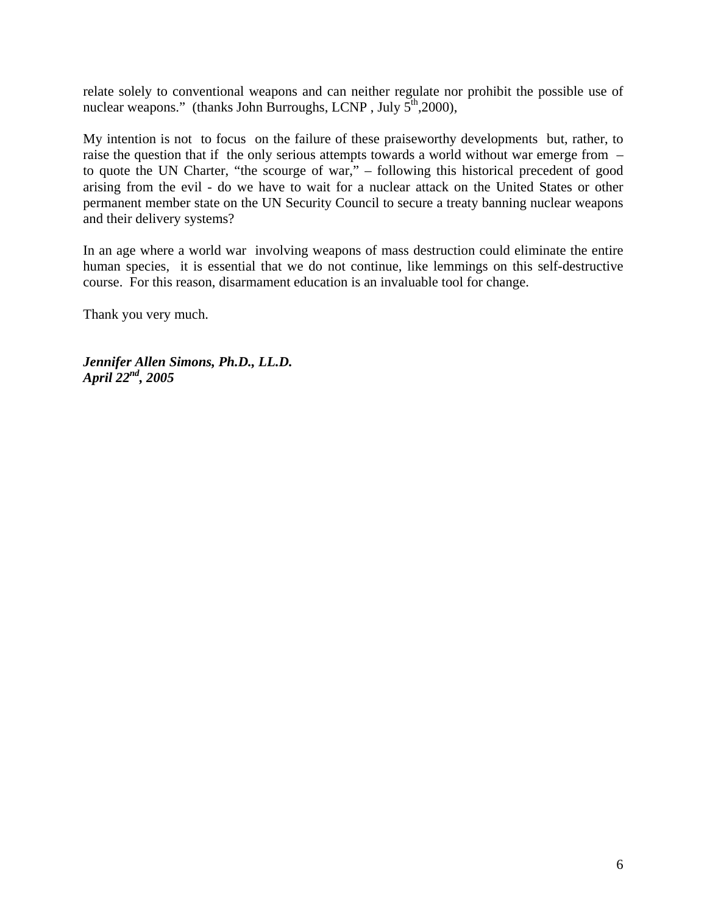relate solely to conventional weapons and can neither regulate nor prohibit the possible use of nuclear weapons." (thanks John Burroughs, LCNP , July 5th,2000),

My intention is not to focus on the failure of these praiseworthy developments but, rather, to raise the question that if the only serious attempts towards a world without war emerge from – to quote the UN Charter, "the scourge of war," – following this historical precedent of good arising from the evil - do we have to wait for a nuclear attack on the United States or other permanent member state on the UN Security Council to secure a treaty banning nuclear weapons and their delivery systems?

In an age where a world war involving weapons of mass destruction could eliminate the entire human species, it is essential that we do not continue, like lemmings on this self-destructive course. For this reason, disarmament education is an invaluable tool for change.

Thank you very much.

***Jennifer Allen Simons, Ph.D., LL.D.***
***April 22nd, 2005***